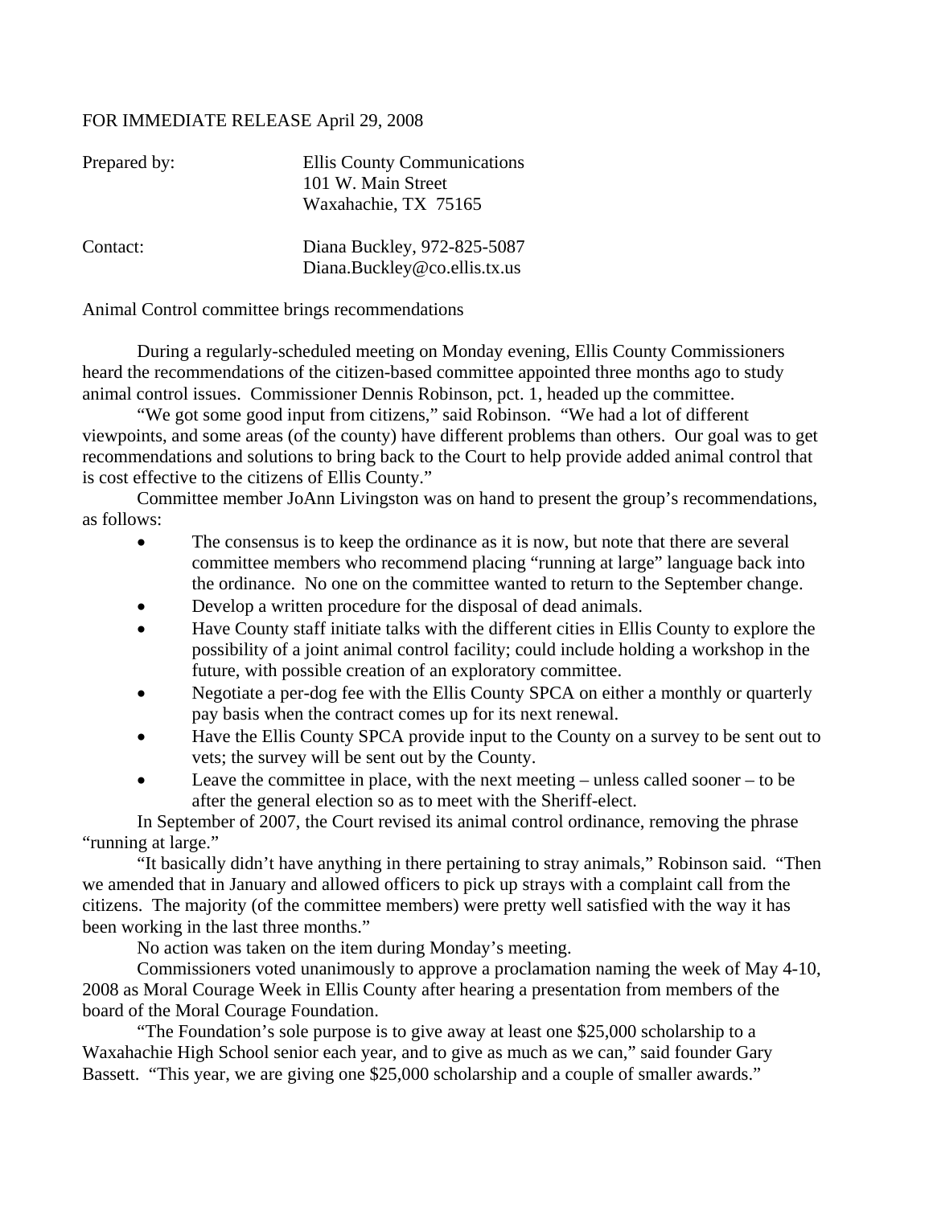FOR IMMEDIATE RELEASE April 29, 2008

Prepared by: Ellis County Communications
101 W. Main Street
Waxahachie, TX 75165

Contact: Diana Buckley, 972-825-5087
Diana.Buckley@co.ellis.tx.us

Animal Control committee brings recommendations

During a regularly-scheduled meeting on Monday evening, Ellis County Commissioners heard the recommendations of the citizen-based committee appointed three months ago to study animal control issues. Commissioner Dennis Robinson, pct. 1, headed up the committee.

"We got some good input from citizens," said Robinson. "We had a lot of different viewpoints, and some areas (of the county) have different problems than others. Our goal was to get recommendations and solutions to bring back to the Court to help provide added animal control that is cost effective to the citizens of Ellis County."

Committee member JoAnn Livingston was on hand to present the group's recommendations, as follows:

- The consensus is to keep the ordinance as it is now, but note that there are several committee members who recommend placing "running at large" language back into the ordinance. No one on the committee wanted to return to the September change.
- Develop a written procedure for the disposal of dead animals.
- Have County staff initiate talks with the different cities in Ellis County to explore the possibility of a joint animal control facility; could include holding a workshop in the future, with possible creation of an exploratory committee.
- Negotiate a per-dog fee with the Ellis County SPCA on either a monthly or quarterly pay basis when the contract comes up for its next renewal.
- Have the Ellis County SPCA provide input to the County on a survey to be sent out to vets; the survey will be sent out by the County.
- Leave the committee in place, with the next meeting – unless called sooner – to be after the general election so as to meet with the Sheriff-elect.

In September of 2007, the Court revised its animal control ordinance, removing the phrase "running at large."

"It basically didn't have anything in there pertaining to stray animals," Robinson said. "Then we amended that in January and allowed officers to pick up strays with a complaint call from the citizens. The majority (of the committee members) were pretty well satisfied with the way it has been working in the last three months."

No action was taken on the item during Monday's meeting.

Commissioners voted unanimously to approve a proclamation naming the week of May 4-10, 2008 as Moral Courage Week in Ellis County after hearing a presentation from members of the board of the Moral Courage Foundation.

"The Foundation's sole purpose is to give away at least one $25,000 scholarship to a Waxahachie High School senior each year, and to give as much as we can," said founder Gary Bassett. "This year, we are giving one $25,000 scholarship and a couple of smaller awards."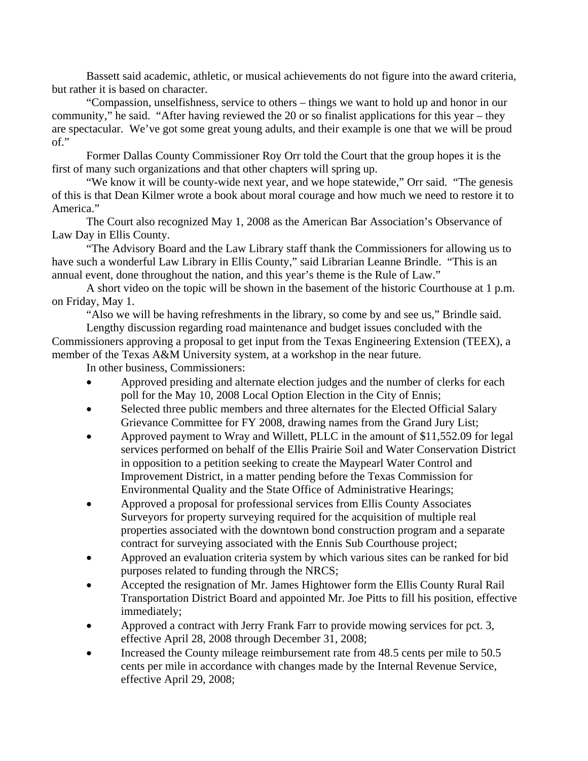Bassett said academic, athletic, or musical achievements do not figure into the award criteria, but rather it is based on character.

"Compassion, unselfishness, service to others – things we want to hold up and honor in our community," he said. "After having reviewed the 20 or so finalist applications for this year – they are spectacular. We've got some great young adults, and their example is one that we will be proud of."

Former Dallas County Commissioner Roy Orr told the Court that the group hopes it is the first of many such organizations and that other chapters will spring up.

"We know it will be county-wide next year, and we hope statewide," Orr said. "The genesis of this is that Dean Kilmer wrote a book about moral courage and how much we need to restore it to America."

The Court also recognized May 1, 2008 as the American Bar Association's Observance of Law Day in Ellis County.

"The Advisory Board and the Law Library staff thank the Commissioners for allowing us to have such a wonderful Law Library in Ellis County," said Librarian Leanne Brindle. "This is an annual event, done throughout the nation, and this year's theme is the Rule of Law."

A short video on the topic will be shown in the basement of the historic Courthouse at 1 p.m. on Friday, May 1.

"Also we will be having refreshments in the library, so come by and see us," Brindle said.

Lengthy discussion regarding road maintenance and budget issues concluded with the Commissioners approving a proposal to get input from the Texas Engineering Extension (TEEX), a member of the Texas A&M University system, at a workshop in the near future.

In other business, Commissioners:

- Approved presiding and alternate election judges and the number of clerks for each poll for the May 10, 2008 Local Option Election in the City of Ennis;
- Selected three public members and three alternates for the Elected Official Salary Grievance Committee for FY 2008, drawing names from the Grand Jury List;
- Approved payment to Wray and Willett, PLLC in the amount of $11,552.09 for legal services performed on behalf of the Ellis Prairie Soil and Water Conservation District in opposition to a petition seeking to create the Maypearl Water Control and Improvement District, in a matter pending before the Texas Commission for Environmental Quality and the State Office of Administrative Hearings;
- Approved a proposal for professional services from Ellis County Associates Surveyors for property surveying required for the acquisition of multiple real properties associated with the downtown bond construction program and a separate contract for surveying associated with the Ennis Sub Courthouse project;
- Approved an evaluation criteria system by which various sites can be ranked for bid purposes related to funding through the NRCS;
- Accepted the resignation of Mr. James Hightower form the Ellis County Rural Rail Transportation District Board and appointed Mr. Joe Pitts to fill his position, effective immediately;
- Approved a contract with Jerry Frank Farr to provide mowing services for pct. 3, effective April 28, 2008 through December 31, 2008;
- Increased the County mileage reimbursement rate from 48.5 cents per mile to 50.5 cents per mile in accordance with changes made by the Internal Revenue Service, effective April 29, 2008;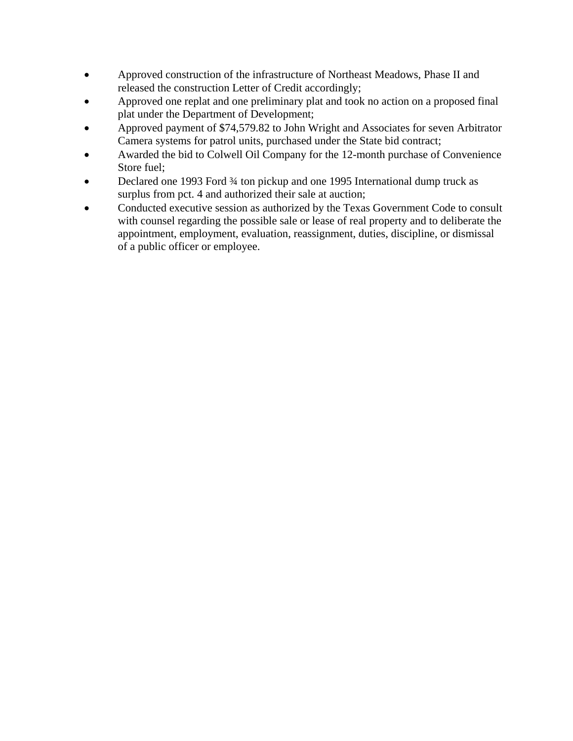- Approved construction of the infrastructure of Northeast Meadows, Phase II and released the construction Letter of Credit accordingly;
- Approved one replat and one preliminary plat and took no action on a proposed final plat under the Department of Development;
- Approved payment of $74,579.82 to John Wright and Associates for seven Arbitrator Camera systems for patrol units, purchased under the State bid contract;
- Awarded the bid to Colwell Oil Company for the 12-month purchase of Convenience Store fuel;
- Declared one 1993 Ford ¾ ton pickup and one 1995 International dump truck as surplus from pct. 4 and authorized their sale at auction;
- Conducted executive session as authorized by the Texas Government Code to consult with counsel regarding the possible sale or lease of real property and to deliberate the appointment, employment, evaluation, reassignment, duties, discipline, or dismissal of a public officer or employee.